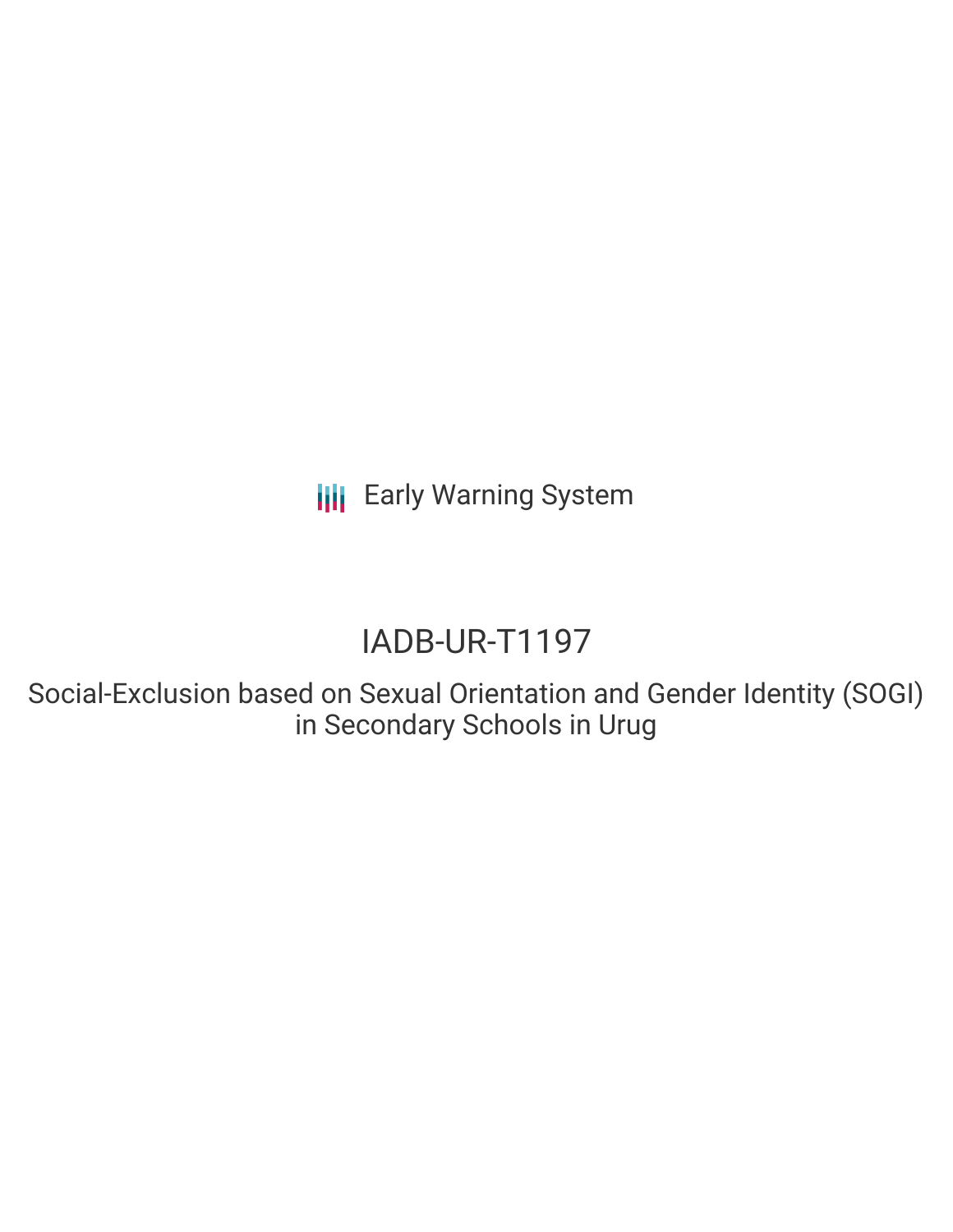Early Warning System

# IADB-UR-T1197

Social-Exclusion based on Sexual Orientation and Gender Identity (SOGI) in Secondary Schools in Urug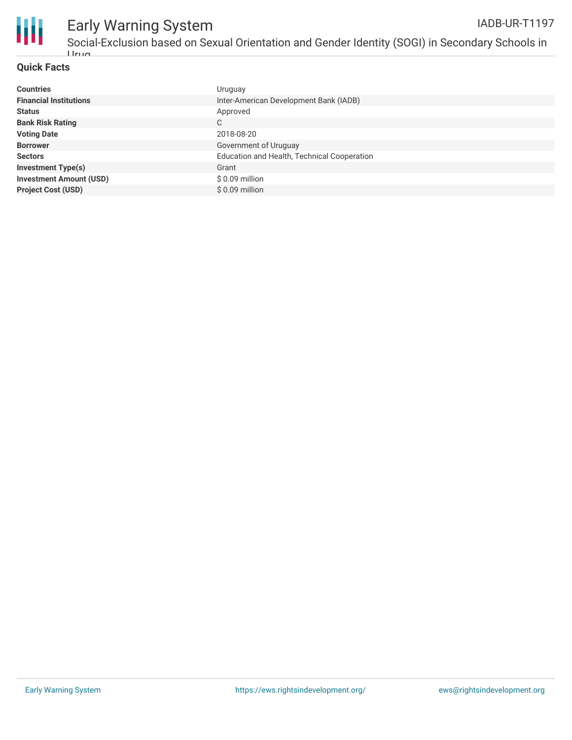## Quick Facts

| | |
|---|---|
| **Countries** | Uruguay |
| **Financial Institutions** | Inter-American Development Bank (IADB) |
| **Status** | Approved |
| **Bank Risk Rating** | C |
| **Voting Date** | 2018-08-20 |
| **Borrower** | Government of Uruguay |
| **Sectors** | Education and Health, Technical Cooperation |
| **Investment Type(s)** | Grant |
| **Investment Amount (USD)** | $ 0.09 million |
| **Project Cost (USD)** | $ 0.09 million |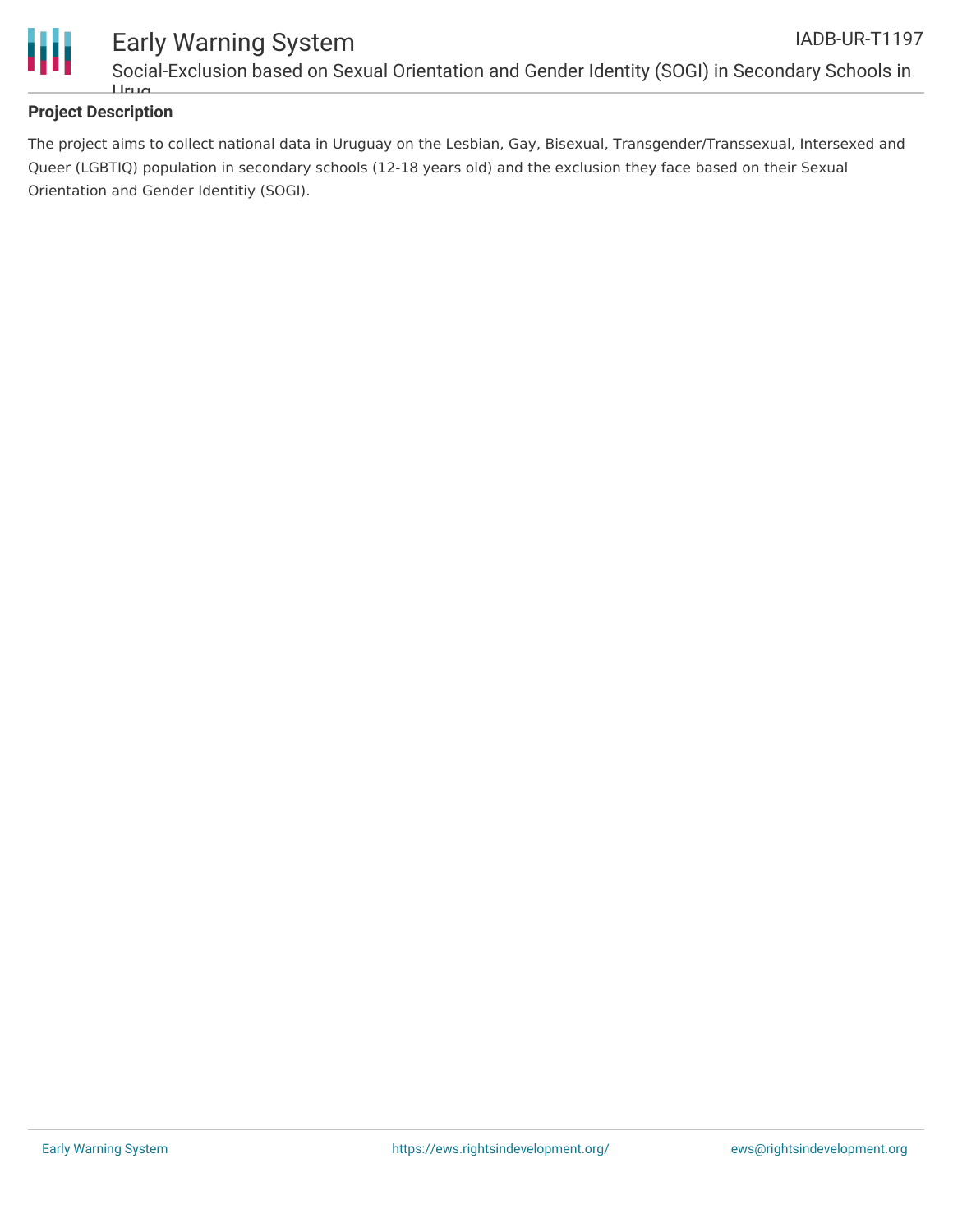## Project Description

The project aims to collect national data in Uruguay on the Lesbian, Gay, Bisexual, Transgender/Transsexual, Intersexed and Queer (LGBTIQ) population in secondary schools (12-18 years old) and the exclusion they face based on their Sexual Orientation and Gender Identitiy (SOGI).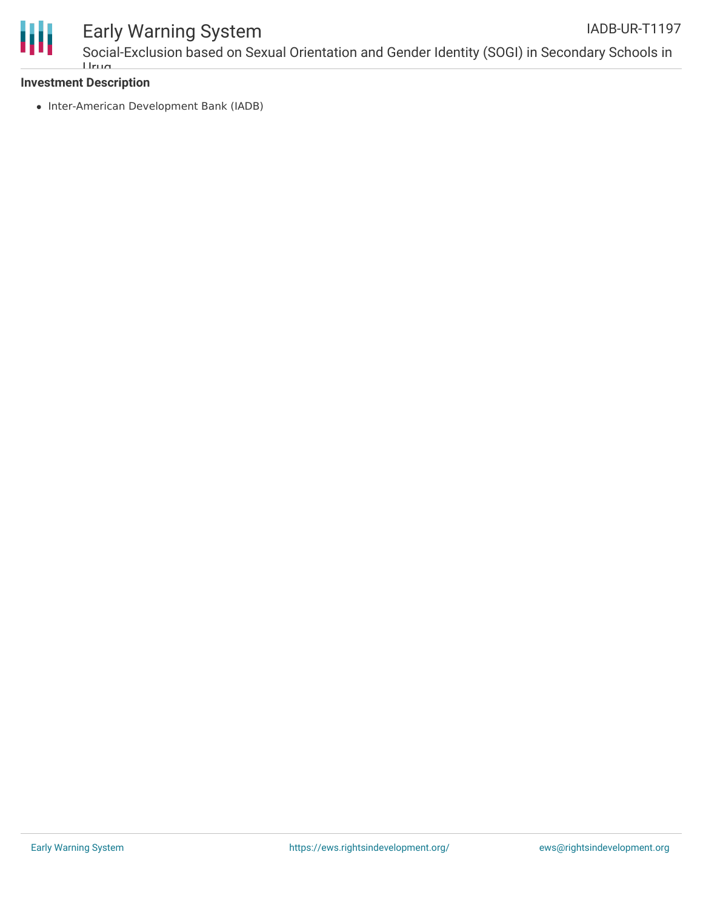**Investment Description**

- Inter-American Development Bank (IADB)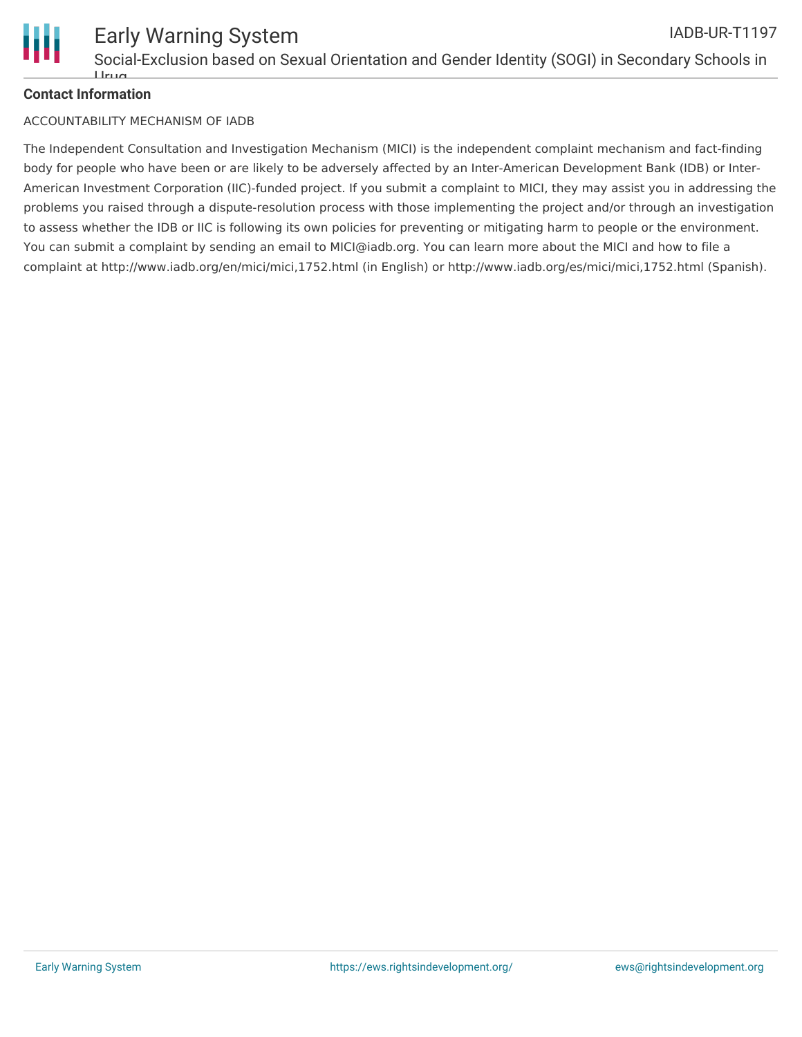**Contact Information**

ACCOUNTABILITY MECHANISM OF IADB

The Independent Consultation and Investigation Mechanism (MICI) is the independent complaint mechanism and fact-finding body for people who have been or are likely to be adversely affected by an Inter-American Development Bank (IDB) or Inter-American Investment Corporation (IIC)-funded project. If you submit a complaint to MICI, they may assist you in addressing the problems you raised through a dispute-resolution process with those implementing the project and/or through an investigation to assess whether the IDB or IIC is following its own policies for preventing or mitigating harm to people or the environment. You can submit a complaint by sending an email to MICI@iadb.org. You can learn more about the MICI and how to file a complaint at http://www.iadb.org/en/mici/mici,1752.html (in English) or http://www.iadb.org/es/mici/mici,1752.html (Spanish).